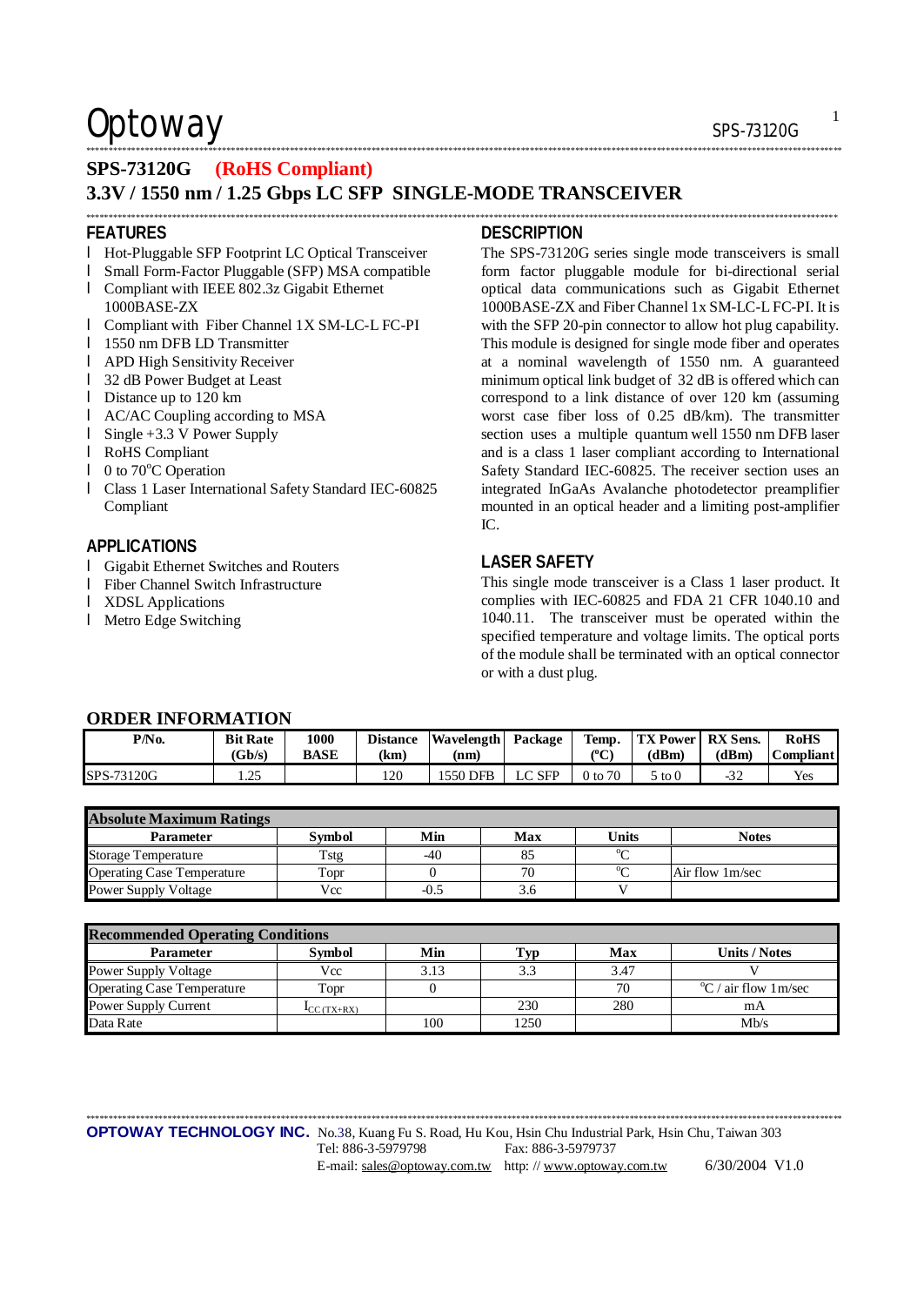## SPS-73120G (RoHS Compliant)

## 3.3V / 1550 nm / 1.25 Gbps LC SFP SINGLE-MODE TRANSCEIVER

### FEATURES

- Hot-Pluggable SFP Footprint LC Optical Transceiver
- Small Form-Factor Pluggable (SFP) MSA compatible
- Compliant with IEEE 802.3z Gigabit Ethernet 1000BASE-ZX
- Compliant with Fiber Channel 1X SM-LC-L FC-PI
- 1550 nm DFB LD Transmitter
- APD High Sensitivity Receiver
- 32 dB Power Budget at Least
- Distance up to 120 km
- AC/AC Coupling according to MSA
- Single +3.3 V Power Supply
- RoHS Compliant
- 0 to 70°C Operation
- Class 1 Laser International Safety Standard IEC-60825 Compliant

### APPLICATIONS

- Gigabit Ethernet Switches and Routers
- Fiber Channel Switch Infrastructure
- XDSL Applications
- Metro Edge Switching

### DESCRIPTION

The SPS-73120G series single mode transceivers is small form factor pluggable module for bi-directional serial optical data communications such as Gigabit Ethernet 1000BASE-ZX and Fiber Channel 1x SM-LC-L FC-PI. It is with the SFP 20-pin connector to allow hot plug capability. This module is designed for single mode fiber and operates at a nominal wavelength of 1550 nm. A guaranteed minimum optical link budget of 32 dB is offered which can correspond to a link distance of over 120 km (assuming worst case fiber loss of 0.25 dB/km). The transmitter section uses a multiple quantum well 1550 nm DFB laser and is a class 1 laser compliant according to International Safety Standard IEC-60825. The receiver section uses an integrated InGaAs Avalanche photodetector preamplifier mounted in an optical header and a limiting post-amplifier IC.

### LASER SAFETY

This single mode transceiver is a Class 1 laser product. It complies with IEC-60825 and FDA 21 CFR 1040.10 and 1040.11. The transceiver must be operated within the specified temperature and voltage limits. The optical ports of the module shall be terminated with an optical connector or with a dust plug.

### ORDER INFORMATION

| P/No. | Bit Rate (Gb/s) | 1000 BASE | Distance (km) | Wavelength (nm) | Package | Temp. (°C) | TX Power (dBm) | RX Sens. (dBm) | RoHS Compliant |
|---|---|---|---|---|---|---|---|---|---|
| SPS-73120G | 1.25 | | 120 | 1550 DFB | LC SFP | 0 to 70 | 5 to 0 | -32 | Yes |

| Absolute Maximum Ratings | | | | | |
|---|---|---|---|---|---|
| **Parameter** | **Symbol** | **Min** | **Max** | **Units** | **Notes** |
| Storage Temperature | Tstg | -40 | 85 | °C | |
| Operating Case Temperature | Topr | 0 | 70 | °C | Air flow 1m/sec |
| Power Supply Voltage | Vcc | -0.5 | 3.6 | V | |

| Recommended Operating Conditions | | | | | |
|---|---|---|---|---|---|
| **Parameter** | **Symbol** | **Min** | **Typ** | **Max** | **Units / Notes** |
| Power Supply Voltage | Vcc | 3.13 | 3.3 | 3.47 | V |
| Operating Case Temperature | Topr | 0 | | 70 | °C / air flow 1m/sec |
| Power Supply Current | $I_{CC\,(TX+RX)}$ | | 230 | 280 | mA |
| Data Rate | | 100 | 1250 | | Mb/s |

**OPTOWAY TECHNOLOGY INC.** No.38, Kuang Fu S. Road, Hu Kou, Hsin Chu Industrial Park, Hsin Chu, Taiwan 303
Tel: 886-3-5979798 Fax: 886-3-5979737
E-mail: sales@optoway.com.tw http: // www.optoway.com.tw 6/30/2004 V1.0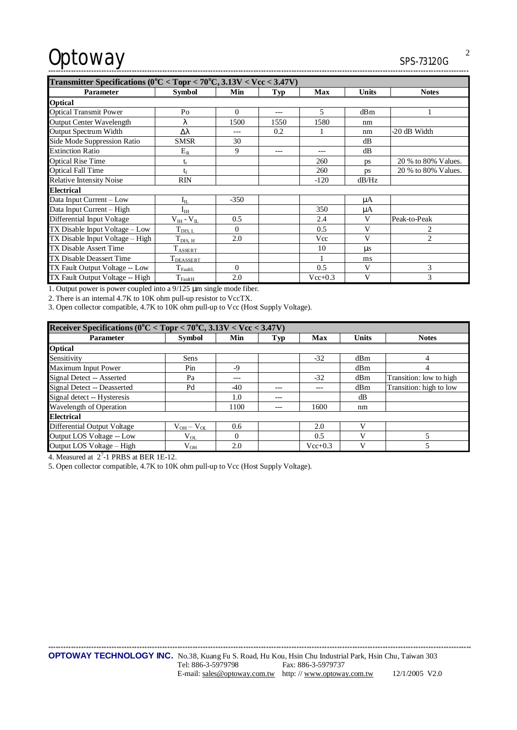| Transmitter Specifications ($0^{o}C < Topr < 70^{o}C$, $3.13V < Vcc < 3.47V$) | | | | | | |
|---|---|---|---|---|---|---|
| **Parameter** | **Symbol** | **Min** | **Typ** | **Max** | **Units** | **Notes** |
| **Optical** | | | | | | |
| Optical Transmit Power | Po | 0 | --- | 5 | dBm | 1 |
| Output Center Wavelength | λ | 1500 | 1550 | 1580 | nm | |
| Output Spectrum Width | Δλ | --- | 0.2 | 1 | nm | -20 dB Width |
| Side Mode Suppression Ratio | SMSR | 30 | | | dB | |
| Extinction Ratio | $E_R$ | 9 | --- | --- | dB | |
| Optical Rise Time | $t_r$ | | | 260 | ps | 20 % to 80% Values. |
| Optical Fall Time | $t_f$ | | | 260 | ps | 20 % to 80% Values. |
| Relative Intensity Noise | RIN | | | -120 | dB/Hz | |
| **Electrical** | | | | | | |
| Data Input Current – Low | $I_{IL}$ | -350 | | | μA | |
| Data Input Current – High | $I_{IH}$ | | | 350 | μA | |
| Differential Input Voltage | $V_{IH}$ - $V_{IL}$ | 0.5 | | 2.4 | V | Peak-to-Peak |
| TX Disable Input Voltage – Low | $T_{DIS, L}$ | 0 | | 0.5 | V | 2 |
| TX Disable Input Voltage – High | $T_{DIS, H}$ | 2.0 | | Vcc | V | 2 |
| TX Disable Assert Time | $T_{ASSERT}$ | | | 10 | μs | |
| TX Disable Deassert Time | $T_{DEASSERT}$ | | | 1 | ms | |
| TX Fault Output Voltage -- Low | $T_{FaultL}$ | 0 | | 0.5 | V | 3 |
| TX Fault Output Voltage -- High | $T_{FaultH}$ | 2.0 | | Vcc+0.3 | V | 3 |

1. Output power is power coupled into a 9/125 μm single mode fiber.

2. There is an internal 4.7K to 10K ohm pull-up resistor to VccTX.

3. Open collector compatible, 4.7K to 10K ohm pull-up to Vcc (Host Supply Voltage).

| Receiver Specifications ($0^{o}C < Topr < 70^{o}C$, $3.13V < Vcc < 3.47V$) | | | | | | |
|---|---|---|---|---|---|---|
| **Parameter** | **Symbol** | **Min** | **Typ** | **Max** | **Units** | **Notes** |
| **Optical** | | | | | | |
| Sensitivity | Sens | | | -32 | dBm | 4 |
| Maximum Input Power | Pin | -9 | | | dBm | 4 |
| Signal Detect -- Asserted | Pa | --- | | -32 | dBm | Transition: low to high |
| Signal Detect -- Deasserted | Pd | -40 | --- | --- | dBm | Transition: high to low |
| Signal detect -- Hysteresis | | 1.0 | --- | | dB | |
| Wavelength of Operation | | 1100 | --- | 1600 | nm | |
| **Electrical** | | | | | | |
| Differential Output Voltage | $V_{OH} - V_{OL}$ | 0.6 | | 2.0 | V | |
| Output LOS Voltage -- Low | $V_{OL}$ | 0 | | 0.5 | V | 5 |
| Output LOS Voltage – High | $V_{OH}$ | 2.0 | | Vcc+0.3 | V | 5 |

4. Measured at $2^7$-1 PRBS at BER 1E-12.

5. Open collector compatible, 4.7K to 10K ohm pull-up to Vcc (Host Supply Voltage).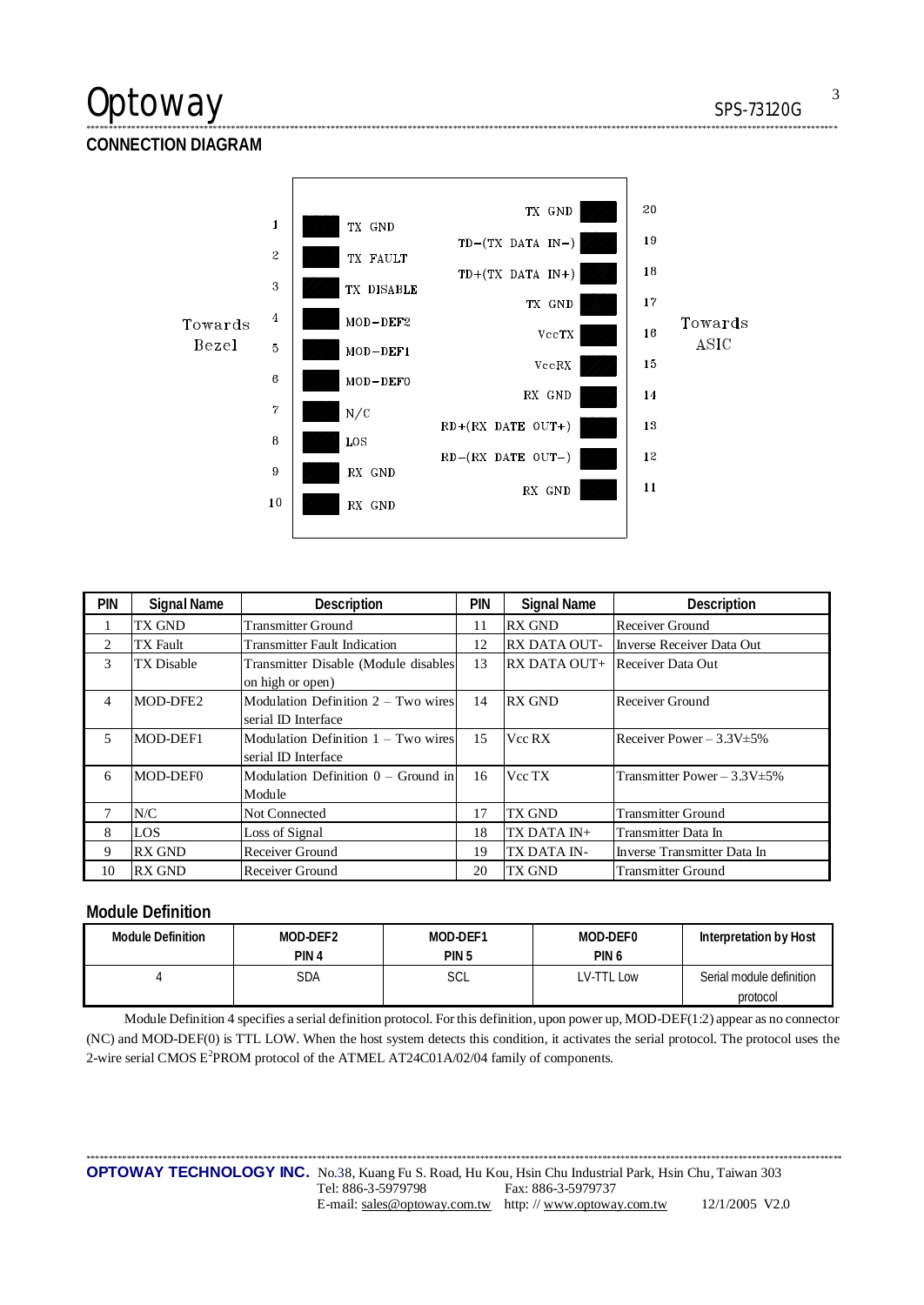## CONNECTION DIAGRAM

Towards Bezel

| Pin | Signal |
|---|---|
| 1 | TX GND |
| 2 | TX FAULT |
| 3 | TX DISABLE |
| 4 | MOD−DEF2 |
| 5 | MOD−DEF1 |
| 6 | MOD−DEF0 |
| 7 | N/C |
| 8 | LOS |
| 9 | RX GND |
| 10 | RX GND |

Towards ASIC

| Pin | Signal |
|---|---|
| 20 | TX GND |
| 19 | TD−(TX DATA IN−) |
| 18 | TD+(TX DATA IN+) |
| 17 | TX GND |
| 16 | VccTX |
| 15 | VccRX |
| 14 | RX GND |
| 13 | RD+(RX DATE OUT+) |
| 12 | RD−(RX DATE OUT−) |
| 11 | RX GND |

| PIN | Signal Name | Description | PIN | Signal Name | Description |
|---|---|---|---|---|---|
| 1 | TX GND | Transmitter Ground | 11 | RX GND | Receiver Ground |
| 2 | TX Fault | Transmitter Fault Indication | 12 | RX DATA OUT- | Inverse Receiver Data Out |
| 3 | TX Disable | Transmitter Disable (Module disables on high or open) | 13 | RX DATA OUT+ | Receiver Data Out |
| 4 | MOD-DFE2 | Modulation Definition 2 – Two wires serial ID Interface | 14 | RX GND | Receiver Ground |
| 5 | MOD-DEF1 | Modulation Definition 1 – Two wires serial ID Interface | 15 | Vcc RX | Receiver Power – 3.3V±5% |
| 6 | MOD-DEF0 | Modulation Definition 0 – Ground in Module | 16 | Vcc TX | Transmitter Power – 3.3V±5% |
| 7 | N/C | Not Connected | 17 | TX GND | Transmitter Ground |
| 8 | LOS | Loss of Signal | 18 | TX DATA IN+ | Transmitter Data In |
| 9 | RX GND | Receiver Ground | 19 | TX DATA IN- | Inverse Transmitter Data In |
| 10 | RX GND | Receiver Ground | 20 | TX GND | Transmitter Ground |

## Module Definition

| Module Definition | MOD-DEF2 PIN 4 | MOD-DEF1 PIN 5 | MOD-DEF0 PIN 6 | Interpretation by Host |
|---|---|---|---|---|
| 4 | SDA | SCL | LV-TTL Low | Serial module definition protocol |

Module Definition 4 specifies a serial definition protocol. For this definition, upon power up, MOD-DEF(1:2) appear as no connector (NC) and MOD-DEF(0) is TTL LOW. When the host system detects this condition, it activates the serial protocol. The protocol uses the 2-wire serial CMOS E$^2$PROM protocol of the ATMEL AT24C01A/02/04 family of components.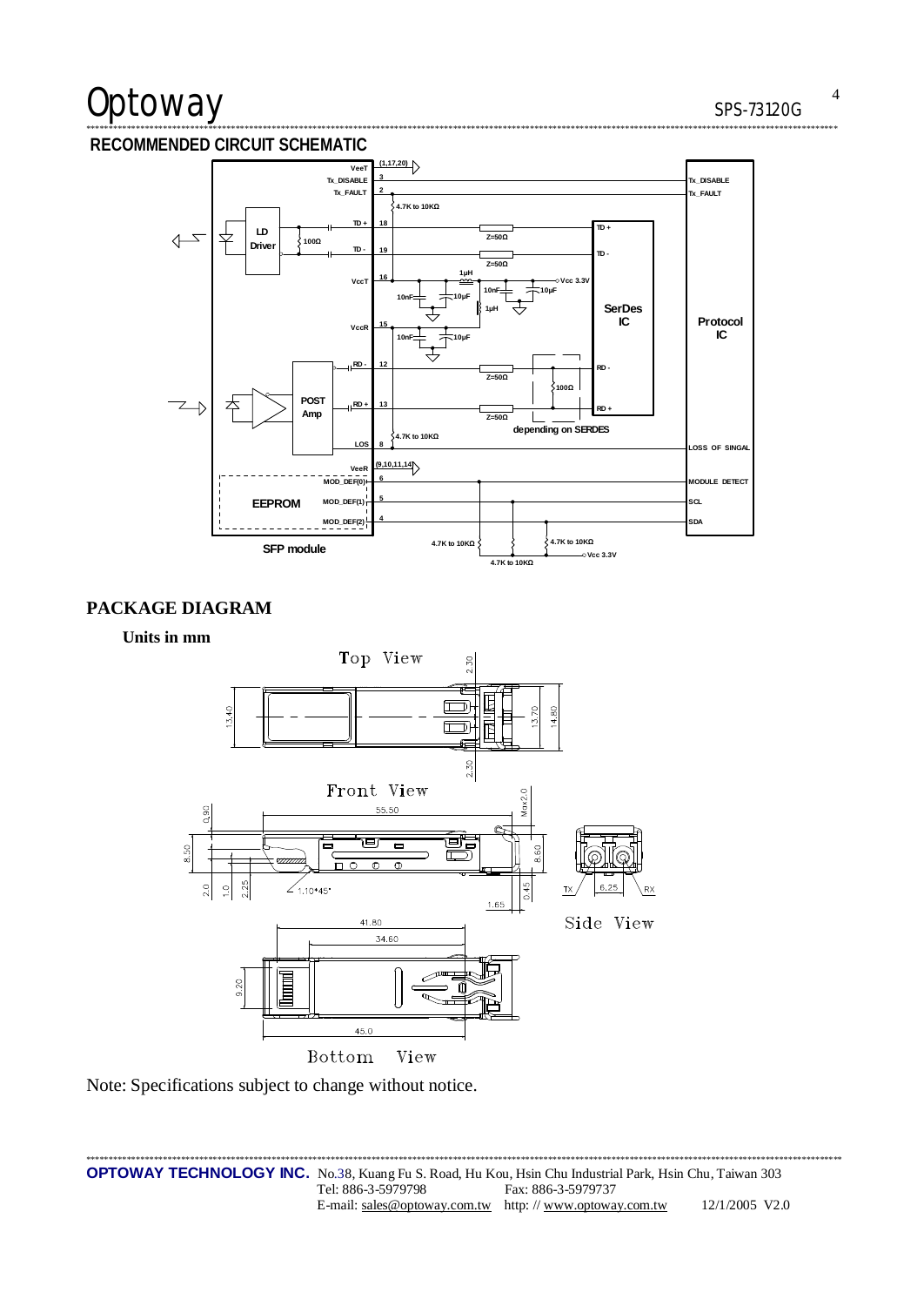## RECOMMENDED CIRCUIT SCHEMATIC

VeeT (1,17,20)
Tx_DISABLE 3
Tx_FAULT 2
4.7K to 10KΩ
TD + 18
TD - 19
VccT 16
VccR 15
RD - 12
RD + 13
LOS 8
VeeR (9,10,11,14)
MOD_DEF(0) 6
MOD_DEF(1) 5
MOD_DEF(2) 4
LD Driver
100Ω
POST Amp
EEPROM
SFP module
Z=50Ω
1μH
10nF
10μF
Vcc 3.3V
SerDes IC
100Ω
depending on SERDES
4.7K to 10KΩ
Protocol IC
Tx_DISABLE
Tx_FAULT
TD +
TD -
RD -
RD +
LOSS OF SINGAL
MODULE DETECT
SCL
SDA
Vcc 3.3V

## PACKAGE DIAGRAM

**Units in mm**

Top View
2.30
13.40
13.70
14.80
2.30

Front View
55.50
Max2.0
0.90
8.50
8.60
2.0
1.0
2.25
1.10*45°
0.45
1.65

Side View
TX
6.25
RX

41.80
34.60
9.20
45.0

Bottom View

Note: Specifications subject to change without notice.

**OPTOWAY TECHNOLOGY INC.** No.38, Kuang Fu S. Road, Hu Kou, Hsin Chu Industrial Park, Hsin Chu, Taiwan 303
Tel: 886-3-5979798 Fax: 886-3-5979737
E-mail: sales@optoway.com.tw http: // www.optoway.com.tw 12/1/2005 V2.0